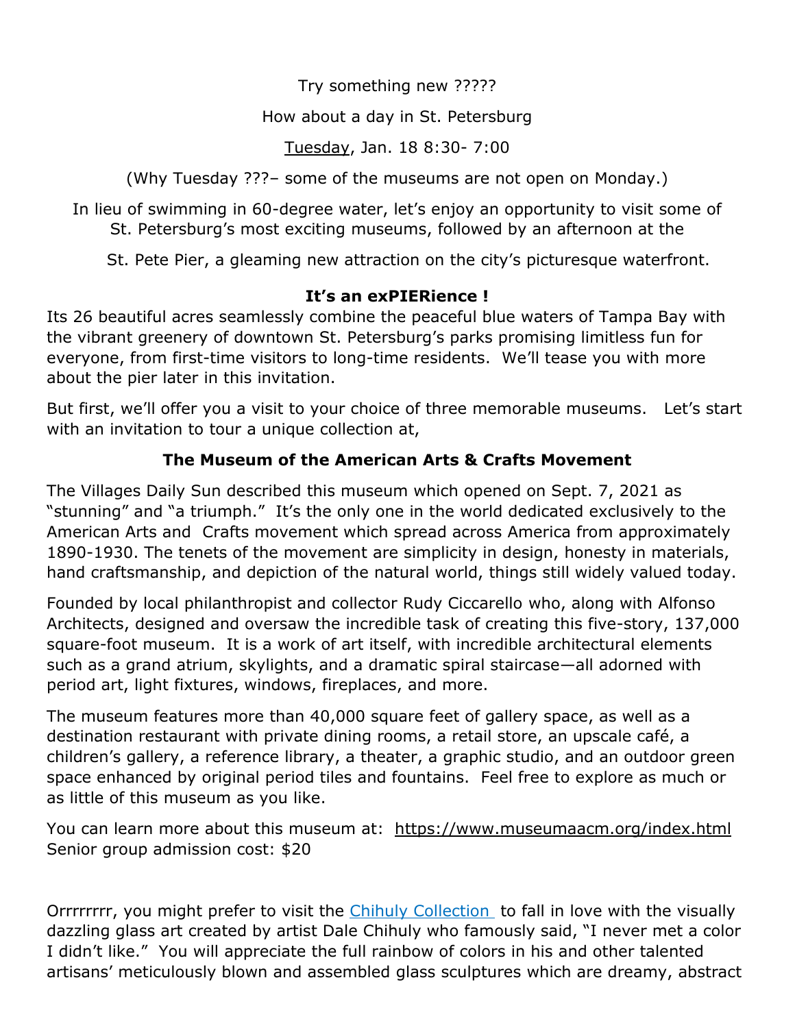Try something new ?????

How about a day in St. Petersburg

Tuesday, Jan. 18 8:30- 7:00

(Why Tuesday ???– some of the museums are not open on Monday.)

In lieu of swimming in 60-degree water, let's enjoy an opportunity to visit some of St. Petersburg's most exciting museums, followed by an afternoon at the

St. Pete Pier, a gleaming new attraction on the city's picturesque waterfront.

**It's an exPIERience !**

Its 26 beautiful acres seamlessly combine the peaceful blue waters of Tampa Bay with the vibrant greenery of downtown St. Petersburg's parks promising limitless fun for everyone, from first-time visitors to long-time residents. We'll tease you with more about the pier later in this invitation.

But first, we'll offer you a visit to your choice of three memorable museums. Let's start with an invitation to tour a unique collection at,

**The Museum of the American Arts & Crafts Movement**

The Villages Daily Sun described this museum which opened on Sept. 7, 2021 as "stunning" and "a triumph." It's the only one in the world dedicated exclusively to the American Arts and Crafts movement which spread across America from approximately 1890-1930. The tenets of the movement are simplicity in design, honesty in materials, hand craftsmanship, and depiction of the natural world, things still widely valued today.

Founded by local philanthropist and collector Rudy Ciccarello who, along with Alfonso Architects, designed and oversaw the incredible task of creating this five-story, 137,000 square-foot museum. It is a work of art itself, with incredible architectural elements such as a grand atrium, skylights, and a dramatic spiral staircase—all adorned with period art, light fixtures, windows, fireplaces, and more.

The museum features more than 40,000 square feet of gallery space, as well as a destination restaurant with private dining rooms, a retail store, an upscale café, a children's gallery, a reference library, a theater, a graphic studio, and an outdoor green space enhanced by original period tiles and fountains. Feel free to explore as much or as little of this museum as you like.

You can learn more about this museum at: https://www.museumaacm.org/index.html
Senior group admission cost: $20

Orrrrrrrr, you might prefer to visit the Chihuly Collection to fall in love with the visually dazzling glass art created by artist Dale Chihuly who famously said, "I never met a color I didn't like." You will appreciate the full rainbow of colors in his and other talented artisans' meticulously blown and assembled glass sculptures which are dreamy, abstract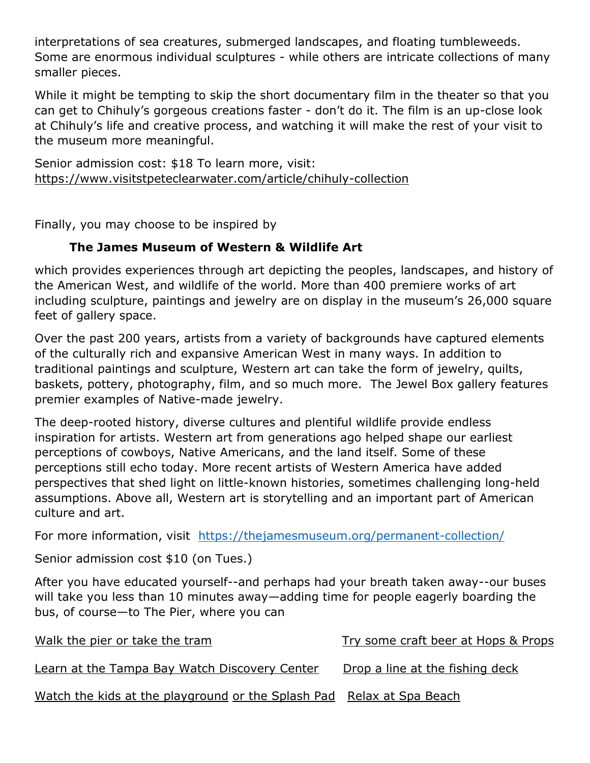interpretations of sea creatures, submerged landscapes, and floating tumbleweeds. Some are enormous individual sculptures - while others are intricate collections of many smaller pieces.

While it might be tempting to skip the short documentary film in the theater so that you can get to Chihuly's gorgeous creations faster - don't do it. The film is an up-close look at Chihuly's life and creative process, and watching it will make the rest of your visit to the museum more meaningful.

Senior admission cost: $18 To learn more, visit: https://www.visitstpeteclearwater.com/article/chihuly-collection

Finally, you may choose to be inspired by

**The James Museum of Western & Wildlife Art**

which provides experiences through art depicting the peoples, landscapes, and history of the American West, and wildlife of the world. More than 400 premiere works of art including sculpture, paintings and jewelry are on display in the museum's 26,000 square feet of gallery space.

Over the past 200 years, artists from a variety of backgrounds have captured elements of the culturally rich and expansive American West in many ways. In addition to traditional paintings and sculpture, Western art can take the form of jewelry, quilts, baskets, pottery, photography, film, and so much more. The Jewel Box gallery features premier examples of Native-made jewelry.

The deep-rooted history, diverse cultures and plentiful wildlife provide endless inspiration for artists. Western art from generations ago helped shape our earliest perceptions of cowboys, Native Americans, and the land itself. Some of these perceptions still echo today. More recent artists of Western America have added perspectives that shed light on little-known histories, sometimes challenging long-held assumptions. Above all, Western art is storytelling and an important part of American culture and art.

For more information, visit https://thejamesmuseum.org/permanent-collection/

Senior admission cost $10 (on Tues.)

After you have educated yourself--and perhaps had your breath taken away--our buses will take you less than 10 minutes away—adding time for people eagerly boarding the bus, of course—to The Pier, where you can

Walk the pier or take the tram

Try some craft beer at Hops & Props

Learn at the Tampa Bay Watch Discovery Center

Drop a line at the fishing deck

Watch the kids at the playground or the Splash Pad

Relax at Spa Beach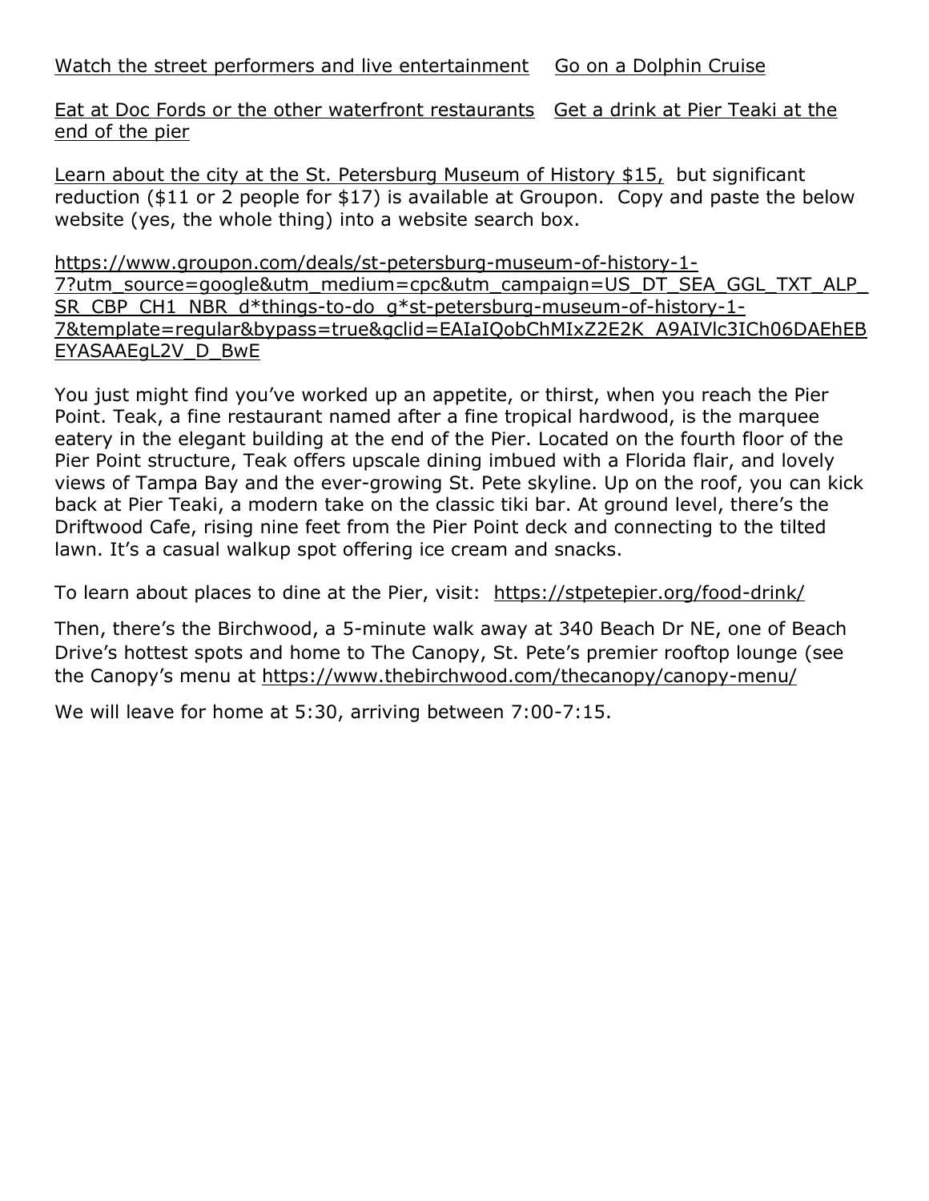Watch the street performers and live entertainment    Go on a Dolphin Cruise

Eat at Doc Fords or the other waterfront restaurants    Get a drink at Pier Teaki at the end of the pier

Learn about the city at the St. Petersburg Museum of History $15, but significant reduction ($11 or 2 people for $17) is available at Groupon. Copy and paste the below website (yes, the whole thing) into a website search box.

https://www.groupon.com/deals/st-petersburg-museum-of-history-1-7?utm_source=google&utm_medium=cpc&utm_campaign=US_DT_SEA_GGL_TXT_ALP_SR_CBP_CH1_NBR_d*things-to-do_g*st-petersburg-museum-of-history-1-7&template=regular&bypass=true&gclid=EAIaIQobChMIxZ2E2K_A9AIVlc3ICh06DAEhEBEYASAAEgL2V_D_BwE

You just might find you've worked up an appetite, or thirst, when you reach the Pier Point. Teak, a fine restaurant named after a fine tropical hardwood, is the marquee eatery in the elegant building at the end of the Pier. Located on the fourth floor of the Pier Point structure, Teak offers upscale dining imbued with a Florida flair, and lovely views of Tampa Bay and the ever-growing St. Pete skyline. Up on the roof, you can kick back at Pier Teaki, a modern take on the classic tiki bar. At ground level, there's the Driftwood Cafe, rising nine feet from the Pier Point deck and connecting to the tilted lawn. It's a casual walkup spot offering ice cream and snacks.

To learn about places to dine at the Pier, visit: https://stpetepier.org/food-drink/

Then, there's the Birchwood, a 5-minute walk away at 340 Beach Dr NE, one of Beach Drive's hottest spots and home to The Canopy, St. Pete's premier rooftop lounge (see the Canopy's menu at https://www.thebirchwood.com/thecanopy/canopy-menu/

We will leave for home at 5:30, arriving between 7:00-7:15.